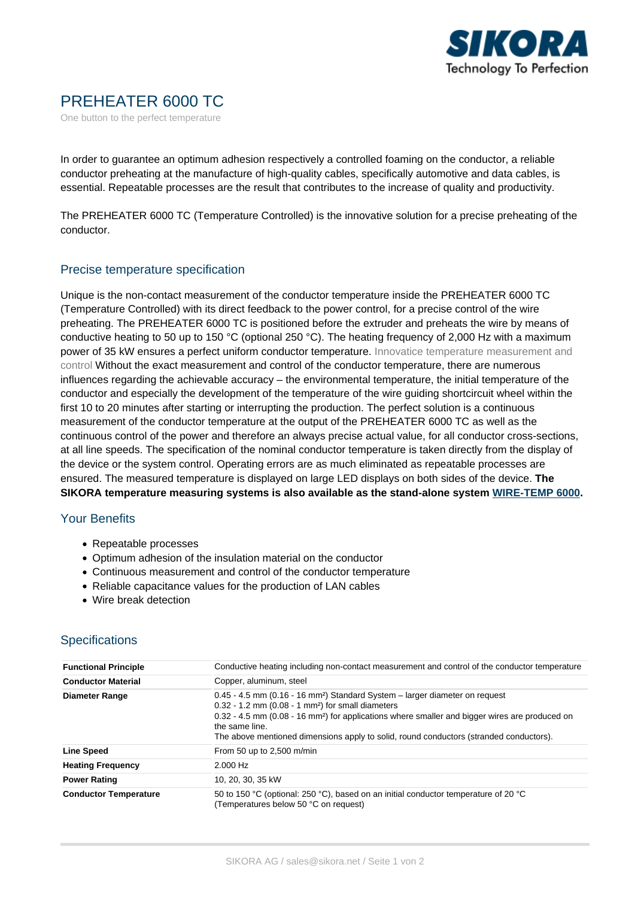# PREHEATER 6000 TC

One button to the perfect temperature

In order to guarantee an optimum adhesion respectively a controlled foaming on the conductor, a reliable conductor preheating at the manufacture of high-quality cables, specifically automotive and data cables, is essential. Repeatable processes are the result that contributes to the increase of quality and productivity.

The PREHEATER 6000 TC (Temperature Controlled) is the innovative solution for a precise preheating of the conductor.

## Precise temperature specification

Unique is the non-contact measurement of the conductor temperature inside the PREHEATER 6000 TC (Temperature Controlled) with its direct feedback to the power control, for a precise control of the wire preheating. The PREHEATER 6000 TC is positioned before the extruder and preheats the wire by means of conductive heating to 50 up to 150 °C (optional 250 °C). The heating frequency of 2,000 Hz with a maximum power of 35 kW ensures a perfect uniform conductor temperature. Innovatice temperature measurement and control Without the exact measurement and control of the conductor temperature, there are numerous influences regarding the achievable accuracy – the environmental temperature, the initial temperature of the conductor and especially the development of the temperature of the wire guiding shortcircuit wheel within the first 10 to 20 minutes after starting or interrupting the production. The perfect solution is a continuous measurement of the conductor temperature at the output of the PREHEATER 6000 TC as well as the continuous control of the power and therefore an always precise actual value, for all conductor cross-sections, at all line speeds. The specification of the nominal conductor temperature is taken directly from the display of the device or the system control. Operating errors are as much eliminated as repeatable processes are ensured. The measured temperature is displayed on large LED displays on both sides of the device. **The SIKORA temperature measuring systems is also available as the stand-alone system WIRE-TEMP 6000.**

## Your Benefits

- Repeatable processes
- Optimum adhesion of the insulation material on the conductor
- Continuous measurement and control of the conductor temperature
- Reliable capacitance values for the production of LAN cables
- Wire break detection

## Specifications

| | |
|---|---|
| **Functional Principle** | Conductive heating including non-contact measurement and control of the conductor temperature |
| **Conductor Material** | Copper, aluminum, steel |
| **Diameter Range** | 0.45 - 4.5 mm (0.16 - 16 mm²) Standard System – larger diameter on request<br>0.32 - 1.2 mm (0.08 - 1 mm²) for small diameters<br>0.32 - 4.5 mm (0.08 - 16 mm²) for applications where smaller and bigger wires are produced on the same line.<br>The above mentioned dimensions apply to solid, round conductors (stranded conductors). |
| **Line Speed** | From 50 up to 2,500 m/min |
| **Heating Frequency** | 2.000 Hz |
| **Power Rating** | 10, 20, 30, 35 kW |
| **Conductor Temperature** | 50 to 150 °C (optional: 250 °C), based on an initial conductor temperature of 20 °C (Temperatures below 50 °C on request) |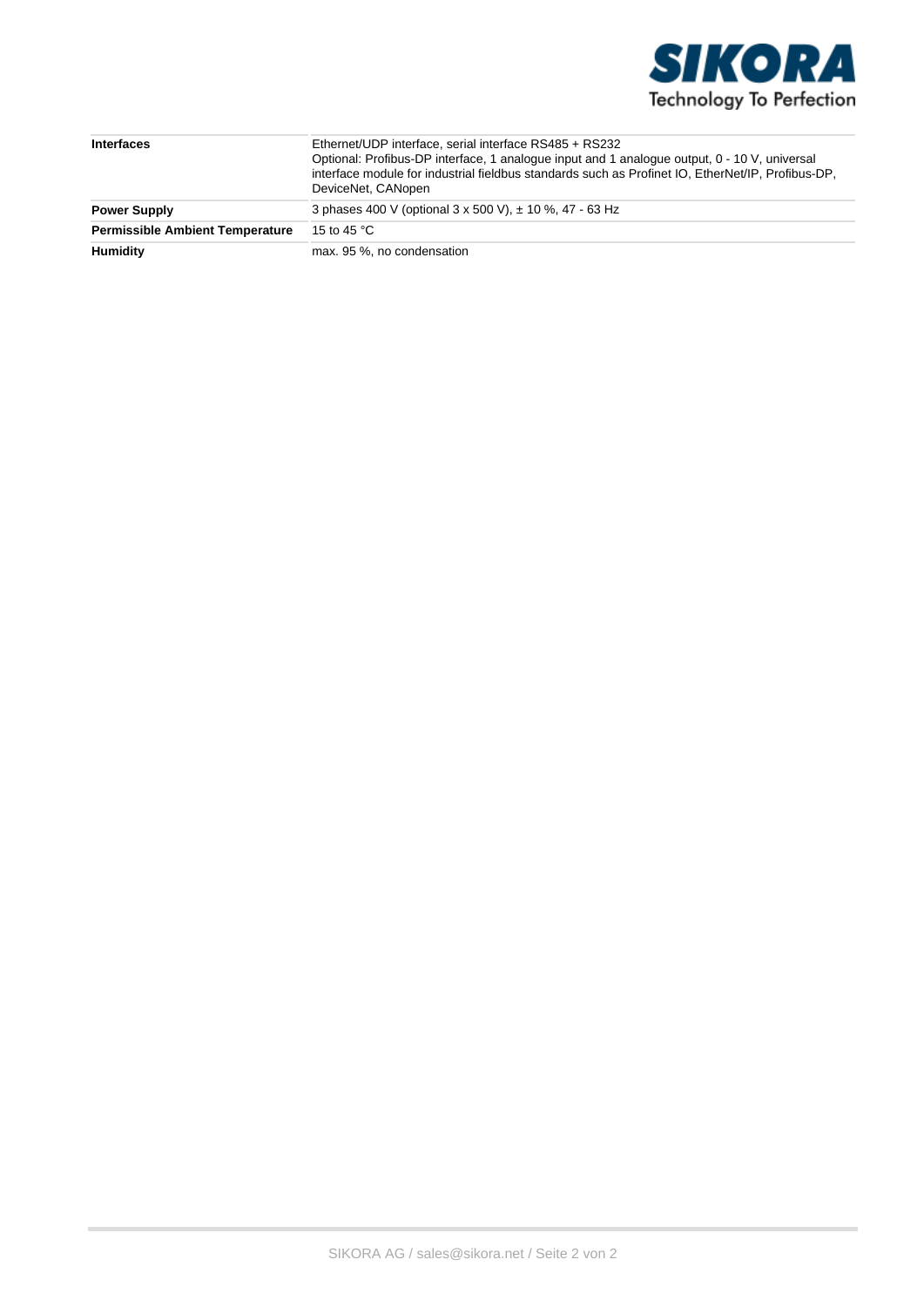| | |
|---|---|
| **Interfaces** | Ethernet/UDP interface, serial interface RS485 + RS232<br>Optional: Profibus-DP interface, 1 analogue input and 1 analogue output, 0 - 10 V, universal interface module for industrial fieldbus standards such as Profinet IO, EtherNet/IP, Profibus-DP, DeviceNet, CANopen |
| **Power Supply** | 3 phases 400 V (optional 3 x 500 V), ± 10 %, 47 - 63 Hz |
| **Permissible Ambient Temperature** | 15 to 45 °C |
| **Humidity** | max. 95 %, no condensation |